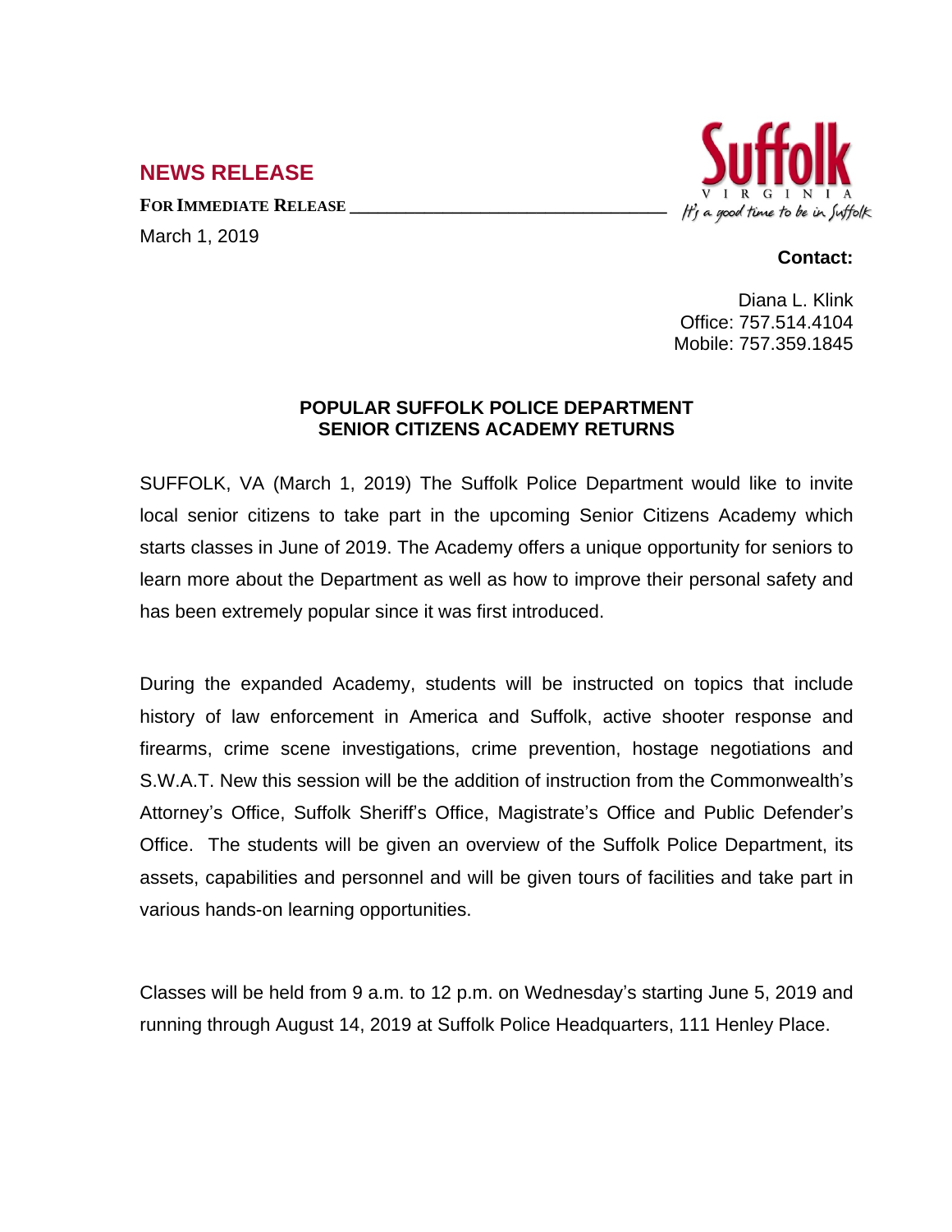# NEWS RELEASE

**FOR IMMEDIATE RELEASE**

March 1, 2019

Suffolk VIRGINIA *It's a good time to be in Suffolk*

**Contact:**

Diana L. Klink
Office: 757.514.4104
Mobile: 757.359.1845

## POPULAR SUFFOLK POLICE DEPARTMENT SENIOR CITIZENS ACADEMY RETURNS

SUFFOLK, VA (March 1, 2019) The Suffolk Police Department would like to invite local senior citizens to take part in the upcoming Senior Citizens Academy which starts classes in June of 2019. The Academy offers a unique opportunity for seniors to learn more about the Department as well as how to improve their personal safety and has been extremely popular since it was first introduced.

During the expanded Academy, students will be instructed on topics that include history of law enforcement in America and Suffolk, active shooter response and firearms, crime scene investigations, crime prevention, hostage negotiations and S.W.A.T. New this session will be the addition of instruction from the Commonwealth's Attorney's Office, Suffolk Sheriff's Office, Magistrate's Office and Public Defender's Office. The students will be given an overview of the Suffolk Police Department, its assets, capabilities and personnel and will be given tours of facilities and take part in various hands-on learning opportunities.

Classes will be held from 9 a.m. to 12 p.m. on Wednesday's starting June 5, 2019 and running through August 14, 2019 at Suffolk Police Headquarters, 111 Henley Place.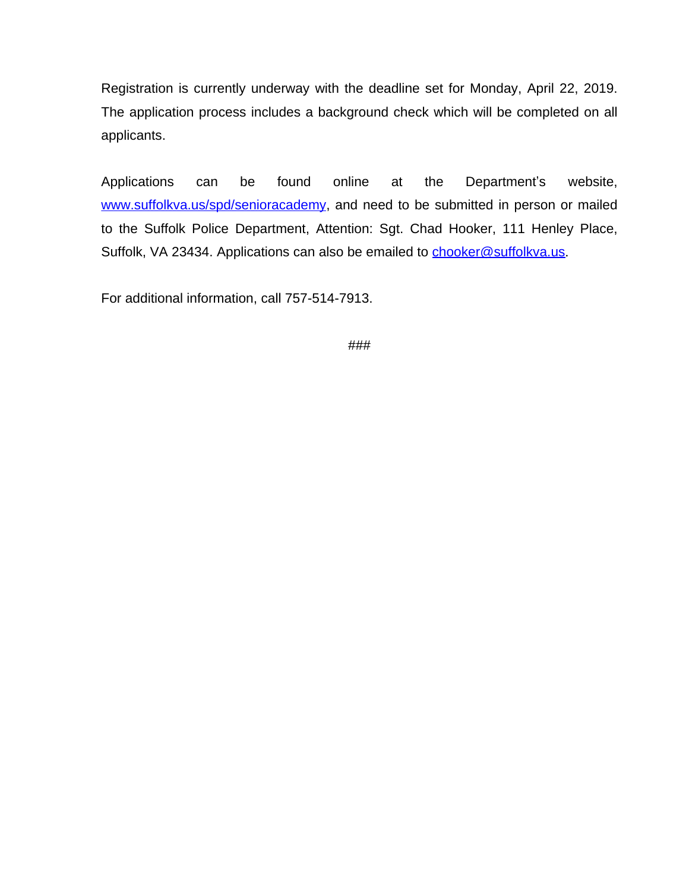Registration is currently underway with the deadline set for Monday, April 22, 2019. The application process includes a background check which will be completed on all applicants.

Applications can be found online at the Department's website, www.suffolkva.us/spd/senioracademy, and need to be submitted in person or mailed to the Suffolk Police Department, Attention: Sgt. Chad Hooker, 111 Henley Place, Suffolk, VA 23434. Applications can also be emailed to chooker@suffolkva.us.

For additional information, call 757-514-7913.

###